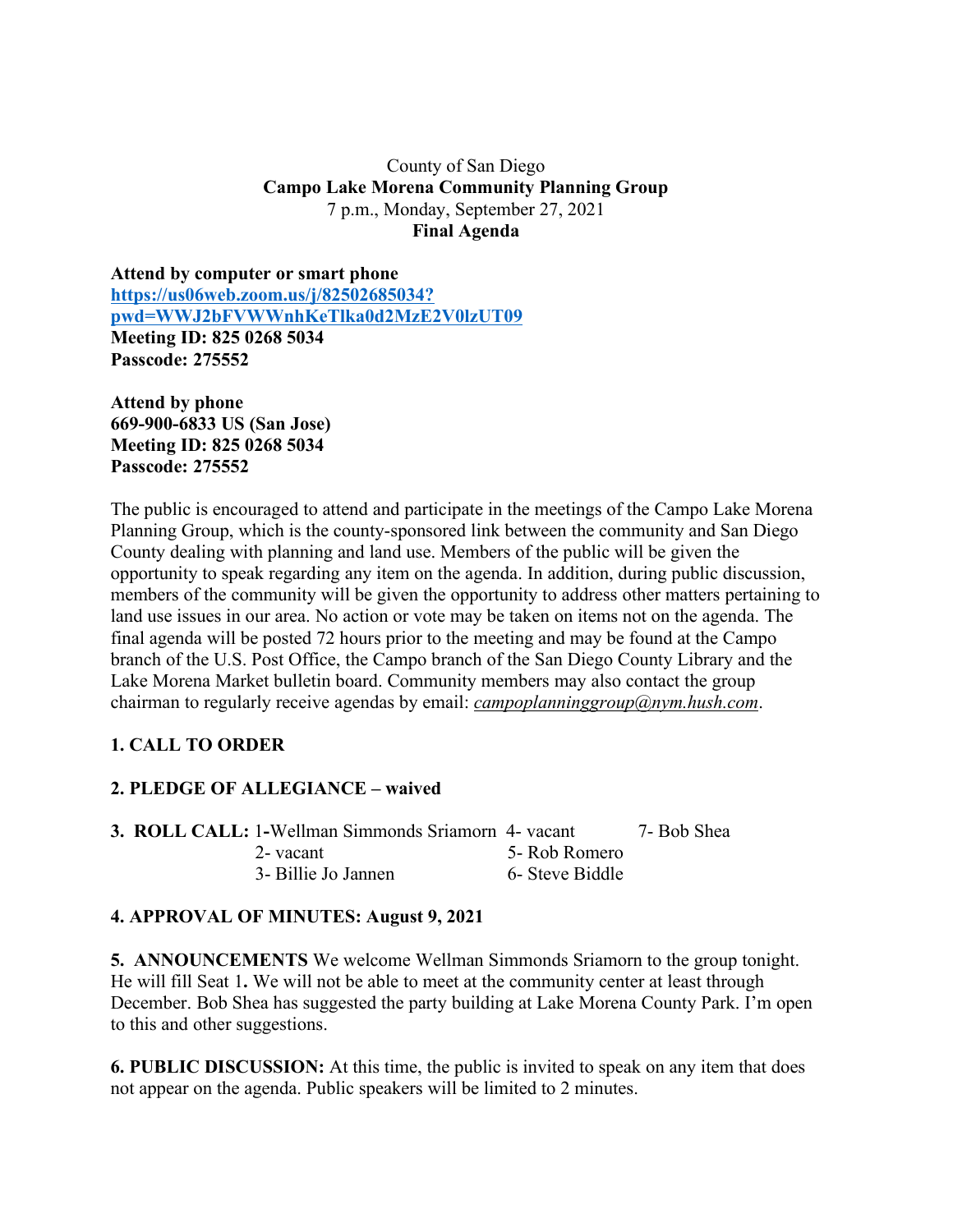County of San Diego
**Campo Lake Morena Community Planning Group**
7 p.m., Monday, September 27, 2021
**Final Agenda**

**Attend by computer or smart phone**
**https://us06web.zoom.us/j/82502685034?pwd=WWJ2bFVWWnhKeTlka0d2MzE2V0lzUT09**
**Meeting ID: 825 0268 5034**
**Passcode: 275552**

**Attend by phone**
**669-900-6833 US (San Jose)**
**Meeting ID: 825 0268 5034**
**Passcode: 275552**

The public is encouraged to attend and participate in the meetings of the Campo Lake Morena Planning Group, which is the county-sponsored link between the community and San Diego County dealing with planning and land use. Members of the public will be given the opportunity to speak regarding any item on the agenda. In addition, during public discussion, members of the community will be given the opportunity to address other matters pertaining to land use issues in our area. No action or vote may be taken on items not on the agenda. The final agenda will be posted 72 hours prior to the meeting and may be found at the Campo branch of the U.S. Post Office, the Campo branch of the San Diego County Library and the Lake Morena Market bulletin board. Community members may also contact the group chairman to regularly receive agendas by email: *campoplanninggroup@nym.hush.com*.

**1. CALL TO ORDER**

**2. PLEDGE OF ALLEGIANCE – waived**

**3. ROLL CALL:** 1-Wellman Simmonds Sriamorn, 2- vacant, 3- Billie Jo Jannen, 4- vacant, 5- Rob Romero, 6- Steve Biddle, 7- Bob Shea

**4. APPROVAL OF MINUTES: August 9, 2021**

**5. ANNOUNCEMENTS** We welcome Wellman Simmonds Sriamorn to the group tonight. He will fill Seat 1**.** We will not be able to meet at the community center at least through December. Bob Shea has suggested the party building at Lake Morena County Park. I'm open to this and other suggestions.

**6. PUBLIC DISCUSSION:** At this time, the public is invited to speak on any item that does not appear on the agenda. Public speakers will be limited to 2 minutes.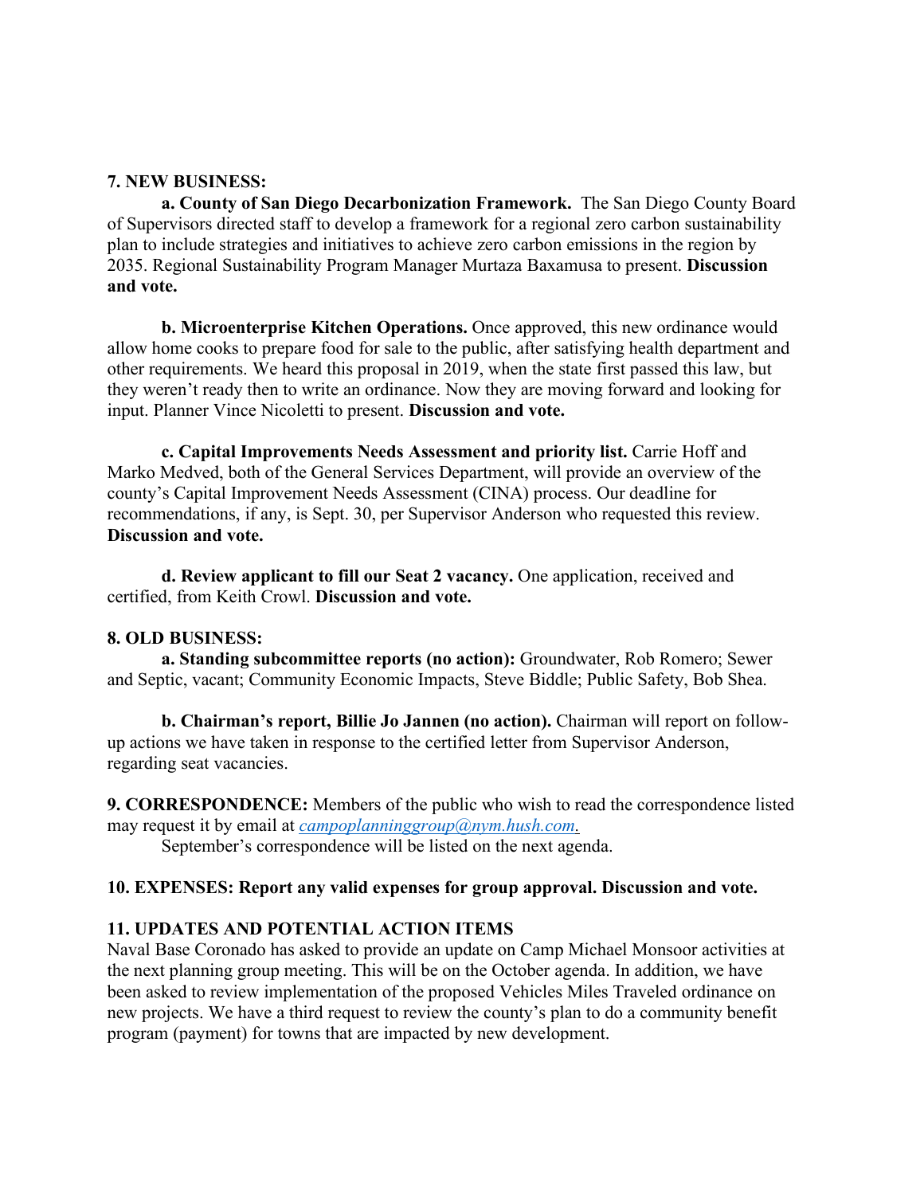**7. NEW BUSINESS:**

**a. County of San Diego Decarbonization Framework.** The San Diego County Board of Supervisors directed staff to develop a framework for a regional zero carbon sustainability plan to include strategies and initiatives to achieve zero carbon emissions in the region by 2035. Regional Sustainability Program Manager Murtaza Baxamusa to present. **Discussion and vote.**

**b. Microenterprise Kitchen Operations.** Once approved, this new ordinance would allow home cooks to prepare food for sale to the public, after satisfying health department and other requirements. We heard this proposal in 2019, when the state first passed this law, but they weren't ready then to write an ordinance. Now they are moving forward and looking for input. Planner Vince Nicoletti to present. **Discussion and vote.**

**c. Capital Improvements Needs Assessment and priority list.** Carrie Hoff and Marko Medved, both of the General Services Department, will provide an overview of the county's Capital Improvement Needs Assessment (CINA) process. Our deadline for recommendations, if any, is Sept. 30, per Supervisor Anderson who requested this review. **Discussion and vote.**

**d. Review applicant to fill our Seat 2 vacancy.** One application, received and certified, from Keith Crowl. **Discussion and vote.**

**8. OLD BUSINESS:**

**a. Standing subcommittee reports (no action):** Groundwater, Rob Romero; Sewer and Septic, vacant; Community Economic Impacts, Steve Biddle; Public Safety, Bob Shea.

**b. Chairman's report, Billie Jo Jannen (no action).** Chairman will report on follow-up actions we have taken in response to the certified letter from Supervisor Anderson, regarding seat vacancies.

**9. CORRESPONDENCE:** Members of the public who wish to read the correspondence listed may request it by email at *campoplanninggroup@nym.hush.com*.

September's correspondence will be listed on the next agenda.

**10. EXPENSES: Report any valid expenses for group approval. Discussion and vote.**

**11. UPDATES AND POTENTIAL ACTION ITEMS**

Naval Base Coronado has asked to provide an update on Camp Michael Monsoor activities at the next planning group meeting. This will be on the October agenda. In addition, we have been asked to review implementation of the proposed Vehicles Miles Traveled ordinance on new projects. We have a third request to review the county's plan to do a community benefit program (payment) for towns that are impacted by new development.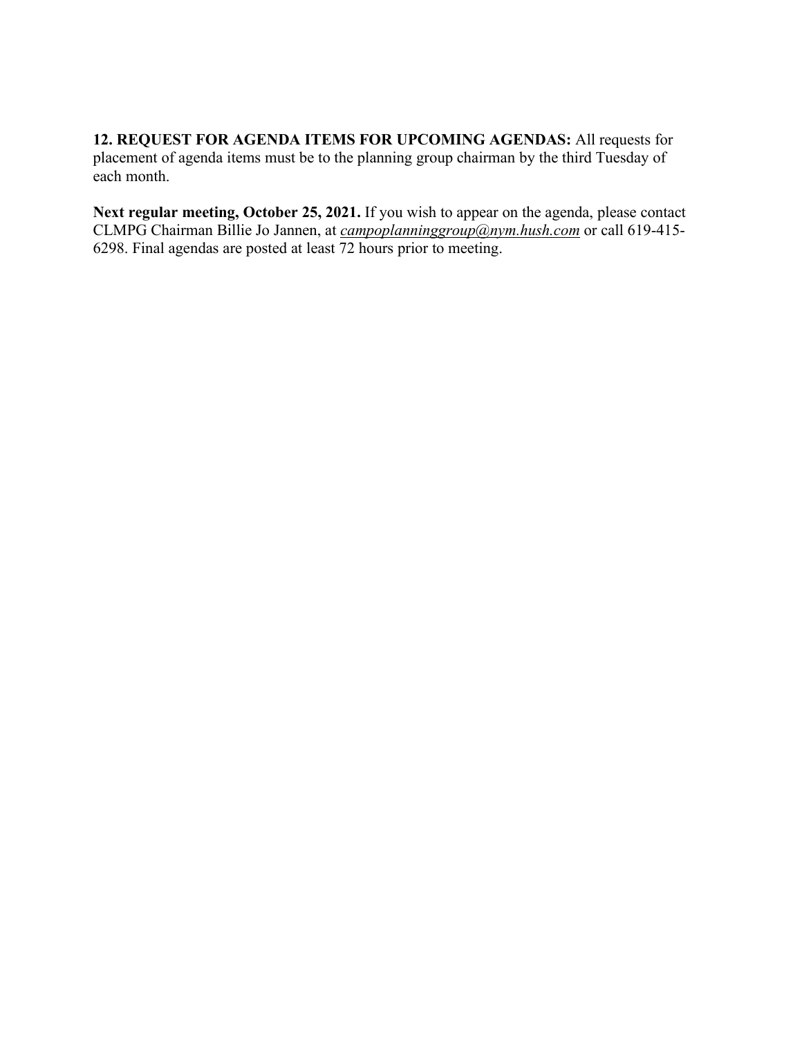**12. REQUEST FOR AGENDA ITEMS FOR UPCOMING AGENDAS:** All requests for placement of agenda items must be to the planning group chairman by the third Tuesday of each month.

**Next regular meeting, October 25, 2021.** If you wish to appear on the agenda, please contact CLMPG Chairman Billie Jo Jannen, at *campoplanninggroup@nym.hush.com* or call 619-415-6298. Final agendas are posted at least 72 hours prior to meeting.